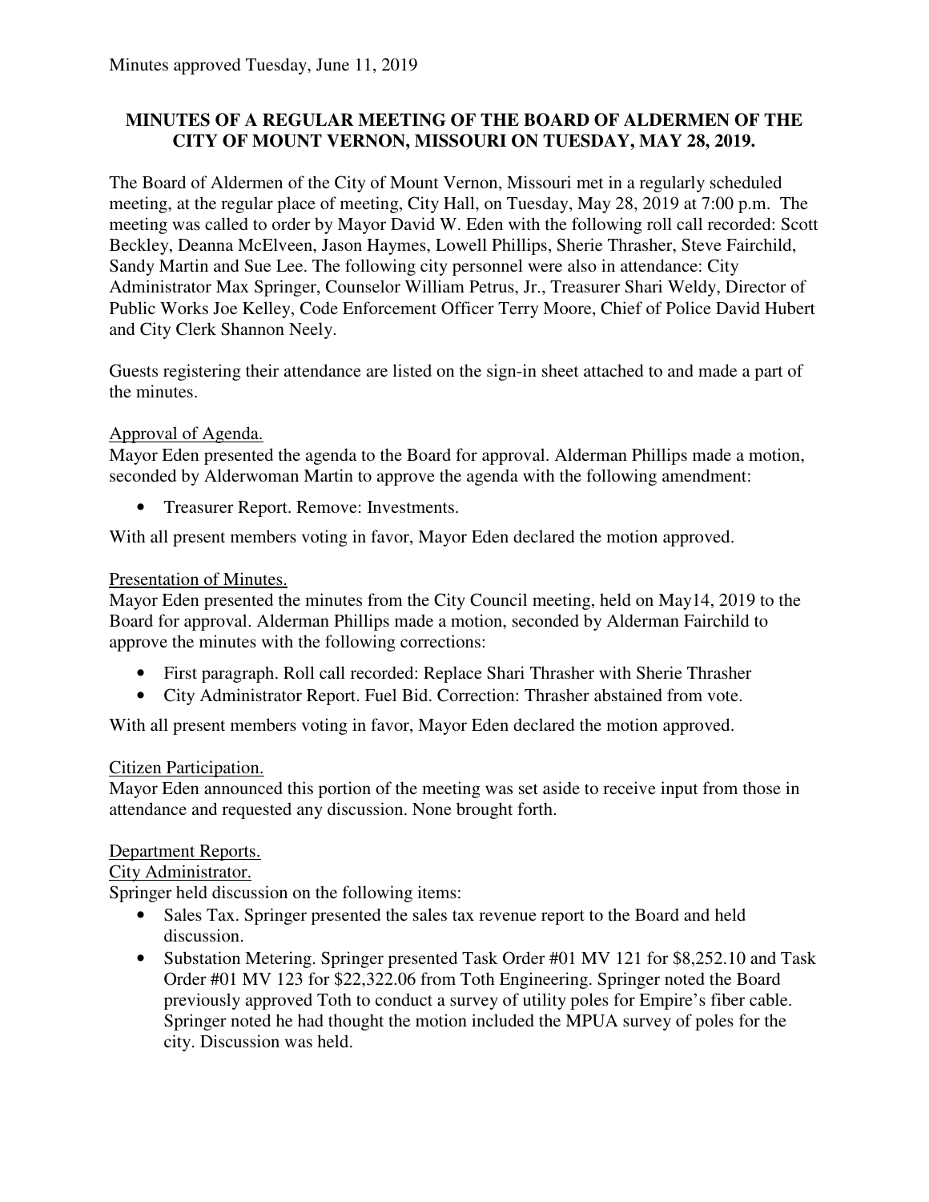Minutes approved Tuesday, June 11, 2019

**MINUTES OF A REGULAR MEETING OF THE BOARD OF ALDERMEN OF THE CITY OF MOUNT VERNON, MISSOURI ON TUESDAY, MAY 28, 2019.**

The Board of Aldermen of the City of Mount Vernon, Missouri met in a regularly scheduled meeting, at the regular place of meeting, City Hall, on Tuesday, May 28, 2019 at 7:00 p.m. The meeting was called to order by Mayor David W. Eden with the following roll call recorded: Scott Beckley, Deanna McElveen, Jason Haymes, Lowell Phillips, Sherie Thrasher, Steve Fairchild, Sandy Martin and Sue Lee. The following city personnel were also in attendance: City Administrator Max Springer, Counselor William Petrus, Jr., Treasurer Shari Weldy, Director of Public Works Joe Kelley, Code Enforcement Officer Terry Moore, Chief of Police David Hubert and City Clerk Shannon Neely.

Guests registering their attendance are listed on the sign-in sheet attached to and made a part of the minutes.

<u>Approval of Agenda.</u>
Mayor Eden presented the agenda to the Board for approval. Alderman Phillips made a motion, seconded by Alderwoman Martin to approve the agenda with the following amendment:

- Treasurer Report. Remove: Investments.

With all present members voting in favor, Mayor Eden declared the motion approved.

<u>Presentation of Minutes.</u>
Mayor Eden presented the minutes from the City Council meeting, held on May14, 2019 to the Board for approval. Alderman Phillips made a motion, seconded by Alderman Fairchild to approve the minutes with the following corrections:

- First paragraph. Roll call recorded: Replace Shari Thrasher with Sherie Thrasher
- City Administrator Report. Fuel Bid. Correction: Thrasher abstained from vote.

With all present members voting in favor, Mayor Eden declared the motion approved.

<u>Citizen Participation.</u>
Mayor Eden announced this portion of the meeting was set aside to receive input from those in attendance and requested any discussion. None brought forth.

<u>Department Reports.</u>
<u>City Administrator.</u>
Springer held discussion on the following items:

- Sales Tax. Springer presented the sales tax revenue report to the Board and held discussion.
- Substation Metering. Springer presented Task Order #01 MV 121 for $8,252.10 and Task Order #01 MV 123 for $22,322.06 from Toth Engineering. Springer noted the Board previously approved Toth to conduct a survey of utility poles for Empire's fiber cable. Springer noted he had thought the motion included the MPUA survey of poles for the city. Discussion was held.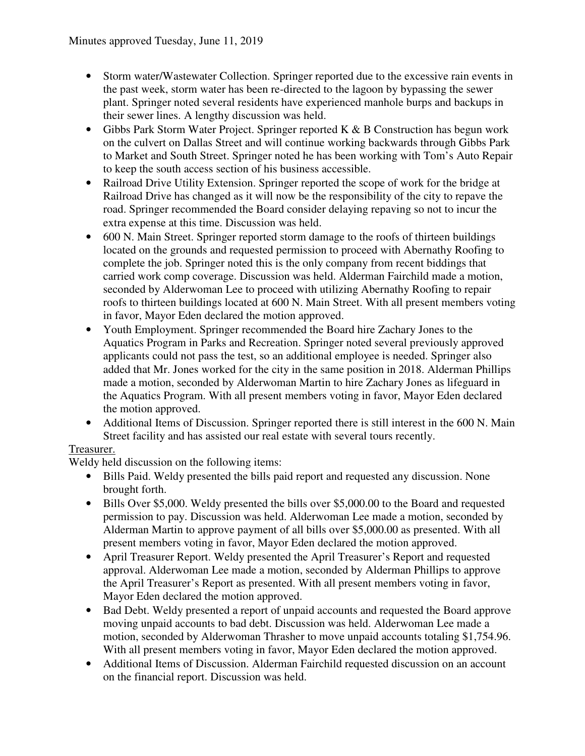- Storm water/Wastewater Collection. Springer reported due to the excessive rain events in the past week, storm water has been re-directed to the lagoon by bypassing the sewer plant. Springer noted several residents have experienced manhole burps and backups in their sewer lines. A lengthy discussion was held.
- Gibbs Park Storm Water Project. Springer reported K & B Construction has begun work on the culvert on Dallas Street and will continue working backwards through Gibbs Park to Market and South Street. Springer noted he has been working with Tom's Auto Repair to keep the south access section of his business accessible.
- Railroad Drive Utility Extension. Springer reported the scope of work for the bridge at Railroad Drive has changed as it will now be the responsibility of the city to repave the road. Springer recommended the Board consider delaying repaving so not to incur the extra expense at this time. Discussion was held.
- 600 N. Main Street. Springer reported storm damage to the roofs of thirteen buildings located on the grounds and requested permission to proceed with Abernathy Roofing to complete the job. Springer noted this is the only company from recent biddings that carried work comp coverage. Discussion was held. Alderman Fairchild made a motion, seconded by Alderwoman Lee to proceed with utilizing Abernathy Roofing to repair roofs to thirteen buildings located at 600 N. Main Street. With all present members voting in favor, Mayor Eden declared the motion approved.
- Youth Employment. Springer recommended the Board hire Zachary Jones to the Aquatics Program in Parks and Recreation. Springer noted several previously approved applicants could not pass the test, so an additional employee is needed. Springer also added that Mr. Jones worked for the city in the same position in 2018. Alderman Phillips made a motion, seconded by Alderwoman Martin to hire Zachary Jones as lifeguard in the Aquatics Program. With all present members voting in favor, Mayor Eden declared the motion approved.
- Additional Items of Discussion. Springer reported there is still interest in the 600 N. Main Street facility and has assisted our real estate with several tours recently.

Treasurer.

Weldy held discussion on the following items:

- Bills Paid. Weldy presented the bills paid report and requested any discussion. None brought forth.
- Bills Over $5,000. Weldy presented the bills over $5,000.00 to the Board and requested permission to pay. Discussion was held. Alderwoman Lee made a motion, seconded by Alderman Martin to approve payment of all bills over $5,000.00 as presented. With all present members voting in favor, Mayor Eden declared the motion approved.
- April Treasurer Report. Weldy presented the April Treasurer's Report and requested approval. Alderwoman Lee made a motion, seconded by Alderman Phillips to approve the April Treasurer's Report as presented. With all present members voting in favor, Mayor Eden declared the motion approved.
- Bad Debt. Weldy presented a report of unpaid accounts and requested the Board approve moving unpaid accounts to bad debt. Discussion was held. Alderwoman Lee made a motion, seconded by Alderwoman Thrasher to move unpaid accounts totaling $1,754.96. With all present members voting in favor, Mayor Eden declared the motion approved.
- Additional Items of Discussion. Alderman Fairchild requested discussion on an account on the financial report. Discussion was held.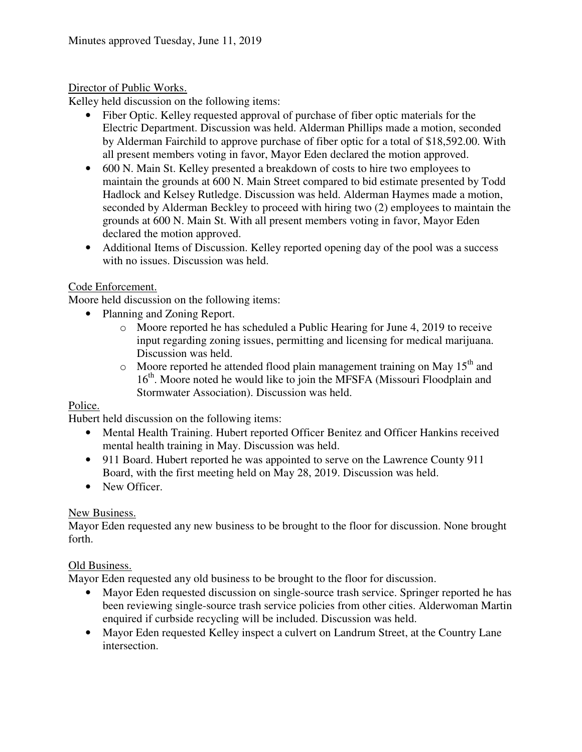Minutes approved Tuesday, June 11, 2019

Director of Public Works.

Kelley held discussion on the following items:

- Fiber Optic. Kelley requested approval of purchase of fiber optic materials for the Electric Department. Discussion was held. Alderman Phillips made a motion, seconded by Alderman Fairchild to approve purchase of fiber optic for a total of $18,592.00. With all present members voting in favor, Mayor Eden declared the motion approved.
- 600 N. Main St. Kelley presented a breakdown of costs to hire two employees to maintain the grounds at 600 N. Main Street compared to bid estimate presented by Todd Hadlock and Kelsey Rutledge. Discussion was held. Alderman Haymes made a motion, seconded by Alderman Beckley to proceed with hiring two (2) employees to maintain the grounds at 600 N. Main St. With all present members voting in favor, Mayor Eden declared the motion approved.
- Additional Items of Discussion. Kelley reported opening day of the pool was a success with no issues. Discussion was held.

Code Enforcement.

Moore held discussion on the following items:

- Planning and Zoning Report.
  - Moore reported he has scheduled a Public Hearing for June 4, 2019 to receive input regarding zoning issues, permitting and licensing for medical marijuana. Discussion was held.
  - Moore reported he attended flood plain management training on May 15th and 16th. Moore noted he would like to join the MFSFA (Missouri Floodplain and Stormwater Association). Discussion was held.

Police.

Hubert held discussion on the following items:

- Mental Health Training. Hubert reported Officer Benitez and Officer Hankins received mental health training in May. Discussion was held.
- 911 Board. Hubert reported he was appointed to serve on the Lawrence County 911 Board, with the first meeting held on May 28, 2019. Discussion was held.
- New Officer.

New Business.

Mayor Eden requested any new business to be brought to the floor for discussion. None brought forth.

Old Business.

Mayor Eden requested any old business to be brought to the floor for discussion.

- Mayor Eden requested discussion on single-source trash service. Springer reported he has been reviewing single-source trash service policies from other cities. Alderwoman Martin enquired if curbside recycling will be included. Discussion was held.
- Mayor Eden requested Kelley inspect a culvert on Landrum Street, at the Country Lane intersection.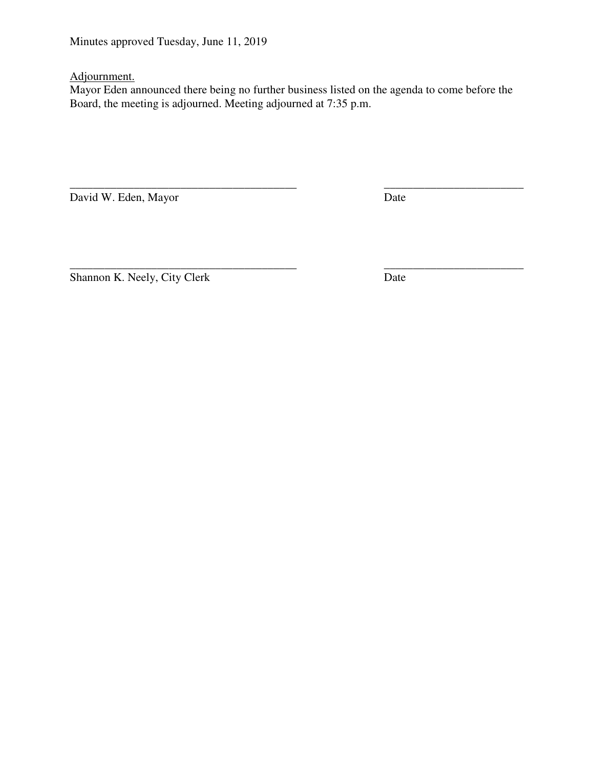Minutes approved Tuesday, June 11, 2019

Adjournment.

Mayor Eden announced there being no further business listed on the agenda to come before the Board, the meeting is adjourned. Meeting adjourned at 7:35 p.m.

______________________________________ ________________________

David W. Eden, Mayor Date

______________________________________ ________________________

Shannon K. Neely, City Clerk Date